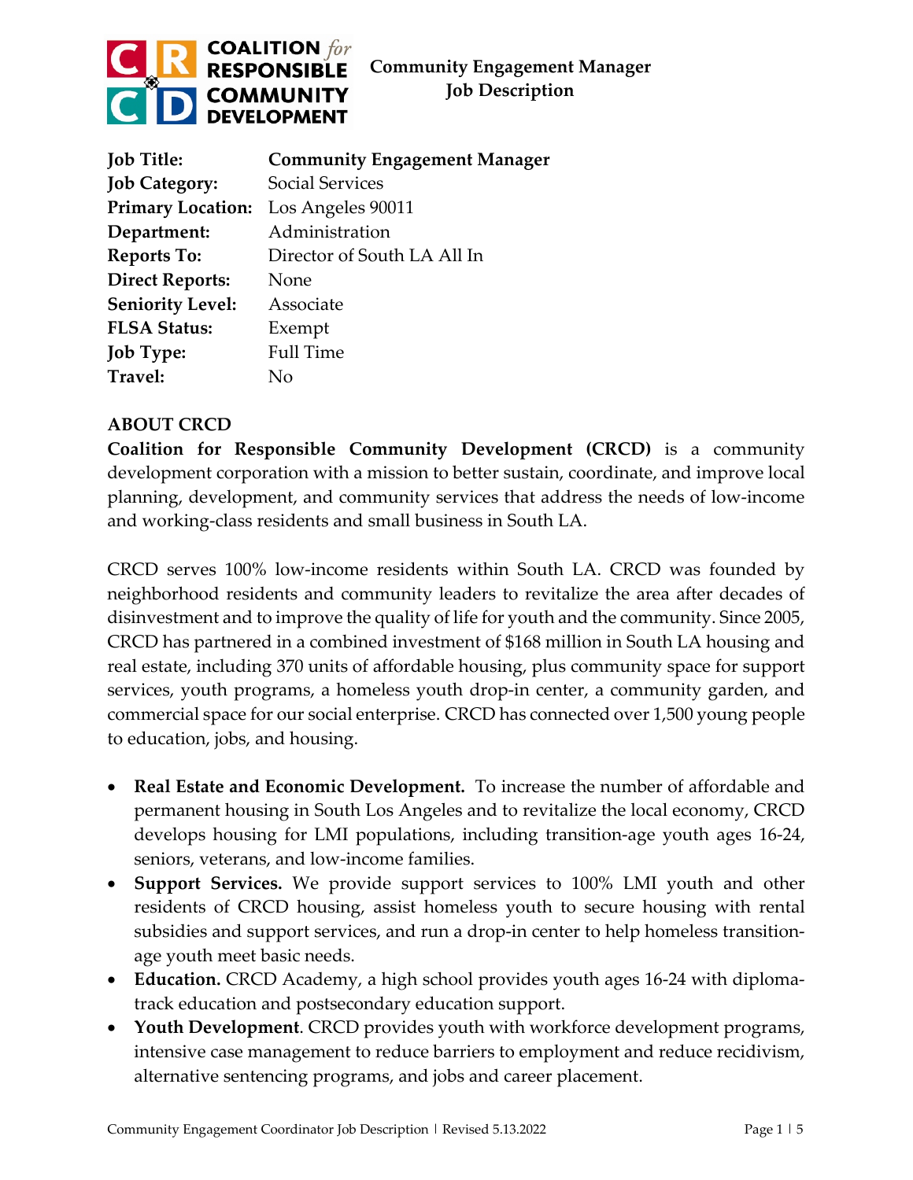**COALITION *for* RESPONSIBLE COMMUNITY DEVELOPMENT**

# Community Engagement Manager Job Description

| | |
|---|---|
| **Job Title:** | **Community Engagement Manager** |
| **Job Category:** | Social Services |
| **Primary Location:** | Los Angeles 90011 |
| **Department:** | Administration |
| **Reports To:** | Director of South LA All In |
| **Direct Reports:** | None |
| **Seniority Level:** | Associate |
| **FLSA Status:** | Exempt |
| **Job Type:** | Full Time |
| **Travel:** | No |

## ABOUT CRCD

**Coalition for Responsible Community Development (CRCD)** is a community development corporation with a mission to better sustain, coordinate, and improve local planning, development, and community services that address the needs of low-income and working-class residents and small business in South LA.

CRCD serves 100% low-income residents within South LA. CRCD was founded by neighborhood residents and community leaders to revitalize the area after decades of disinvestment and to improve the quality of life for youth and the community. Since 2005, CRCD has partnered in a combined investment of $168 million in South LA housing and real estate, including 370 units of affordable housing, plus community space for support services, youth programs, a homeless youth drop-in center, a community garden, and commercial space for our social enterprise. CRCD has connected over 1,500 young people to education, jobs, and housing.

- **Real Estate and Economic Development.** To increase the number of affordable and permanent housing in South Los Angeles and to revitalize the local economy, CRCD develops housing for LMI populations, including transition-age youth ages 16-24, seniors, veterans, and low-income families.
- **Support Services.** We provide support services to 100% LMI youth and other residents of CRCD housing, assist homeless youth to secure housing with rental subsidies and support services, and run a drop-in center to help homeless transition-age youth meet basic needs.
- **Education.** CRCD Academy, a high school provides youth ages 16-24 with diploma-track education and postsecondary education support.
- **Youth Development**. CRCD provides youth with workforce development programs, intensive case management to reduce barriers to employment and reduce recidivism, alternative sentencing programs, and jobs and career placement.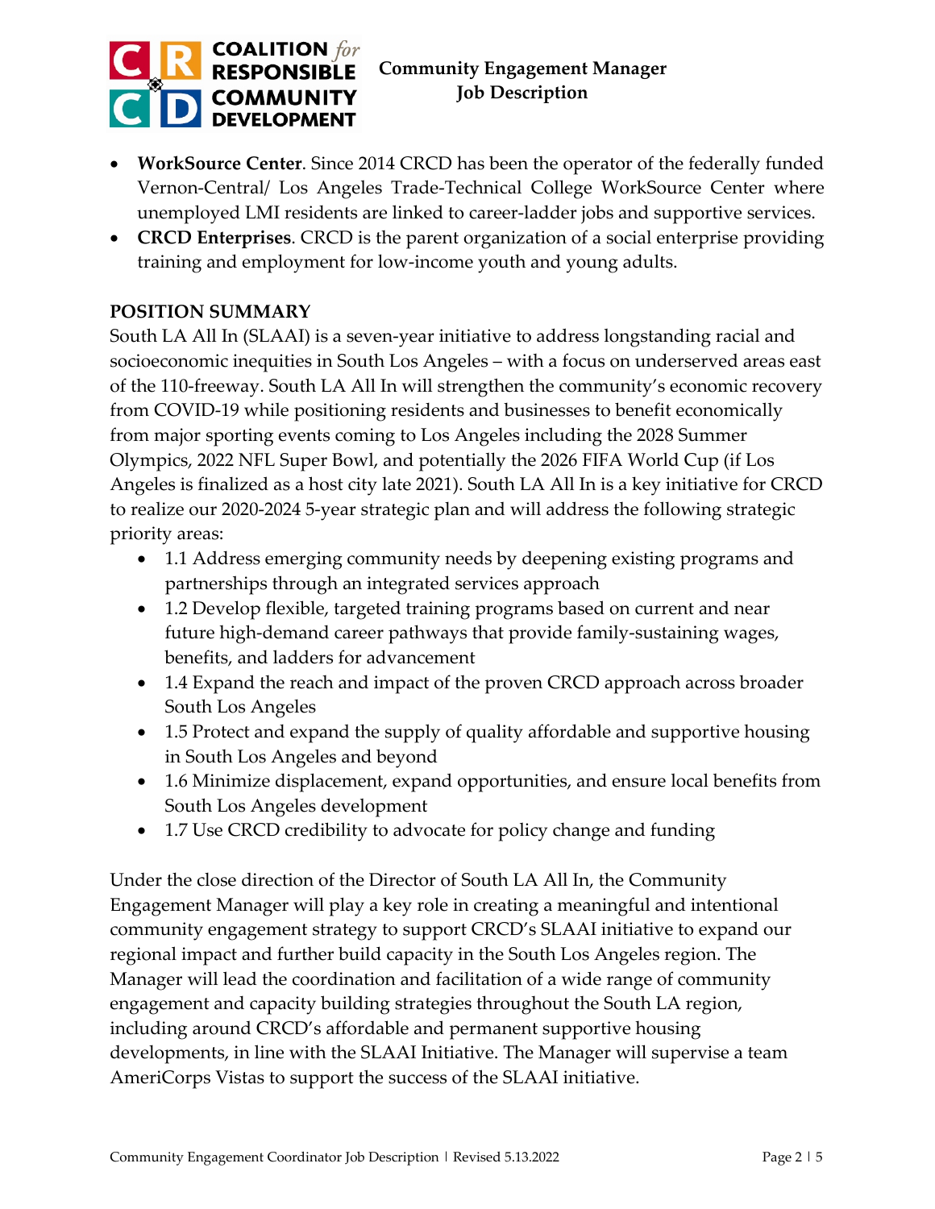- **WorkSource Center**. Since 2014 CRCD has been the operator of the federally funded Vernon-Central/ Los Angeles Trade-Technical College WorkSource Center where unemployed LMI residents are linked to career-ladder jobs and supportive services.
- **CRCD Enterprises**. CRCD is the parent organization of a social enterprise providing training and employment for low-income youth and young adults.

**POSITION SUMMARY**

South LA All In (SLAAI) is a seven-year initiative to address longstanding racial and socioeconomic inequities in South Los Angeles – with a focus on underserved areas east of the 110-freeway. South LA All In will strengthen the community's economic recovery from COVID-19 while positioning residents and businesses to benefit economically from major sporting events coming to Los Angeles including the 2028 Summer Olympics, 2022 NFL Super Bowl, and potentially the 2026 FIFA World Cup (if Los Angeles is finalized as a host city late 2021). South LA All In is a key initiative for CRCD to realize our 2020-2024 5-year strategic plan and will address the following strategic priority areas:

- 1.1 Address emerging community needs by deepening existing programs and partnerships through an integrated services approach
- 1.2 Develop flexible, targeted training programs based on current and near future high-demand career pathways that provide family-sustaining wages, benefits, and ladders for advancement
- 1.4 Expand the reach and impact of the proven CRCD approach across broader South Los Angeles
- 1.5 Protect and expand the supply of quality affordable and supportive housing in South Los Angeles and beyond
- 1.6 Minimize displacement, expand opportunities, and ensure local benefits from South Los Angeles development
- 1.7 Use CRCD credibility to advocate for policy change and funding

Under the close direction of the Director of South LA All In, the Community Engagement Manager will play a key role in creating a meaningful and intentional community engagement strategy to support CRCD's SLAAI initiative to expand our regional impact and further build capacity in the South Los Angeles region. The Manager will lead the coordination and facilitation of a wide range of community engagement and capacity building strategies throughout the South LA region, including around CRCD's affordable and permanent supportive housing developments, in line with the SLAAI Initiative. The Manager will supervise a team AmeriCorps Vistas to support the success of the SLAAI initiative.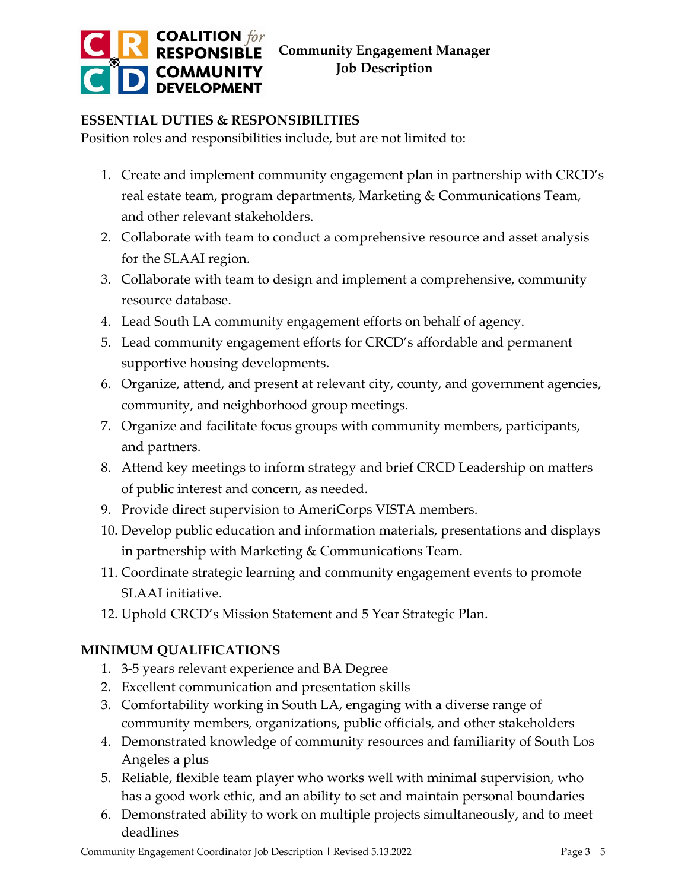**Community Engagement Manager**
**Job Description**

## ESSENTIAL DUTIES & RESPONSIBILITIES

Position roles and responsibilities include, but are not limited to:

1. Create and implement community engagement plan in partnership with CRCD's real estate team, program departments, Marketing & Communications Team, and other relevant stakeholders.
2. Collaborate with team to conduct a comprehensive resource and asset analysis for the SLAAI region.
3. Collaborate with team to design and implement a comprehensive, community resource database.
4. Lead South LA community engagement efforts on behalf of agency.
5. Lead community engagement efforts for CRCD's affordable and permanent supportive housing developments.
6. Organize, attend, and present at relevant city, county, and government agencies, community, and neighborhood group meetings.
7. Organize and facilitate focus groups with community members, participants, and partners.
8. Attend key meetings to inform strategy and brief CRCD Leadership on matters of public interest and concern, as needed.
9. Provide direct supervision to AmeriCorps VISTA members.
10. Develop public education and information materials, presentations and displays in partnership with Marketing & Communications Team.
11. Coordinate strategic learning and community engagement events to promote SLAAI initiative.
12. Uphold CRCD's Mission Statement and 5 Year Strategic Plan.

## MINIMUM QUALIFICATIONS

1. 3-5 years relevant experience and BA Degree
2. Excellent communication and presentation skills
3. Comfortability working in South LA, engaging with a diverse range of community members, organizations, public officials, and other stakeholders
4. Demonstrated knowledge of community resources and familiarity of South Los Angeles a plus
5. Reliable, flexible team player who works well with minimal supervision, who has a good work ethic, and an ability to set and maintain personal boundaries
6. Demonstrated ability to work on multiple projects simultaneously, and to meet deadlines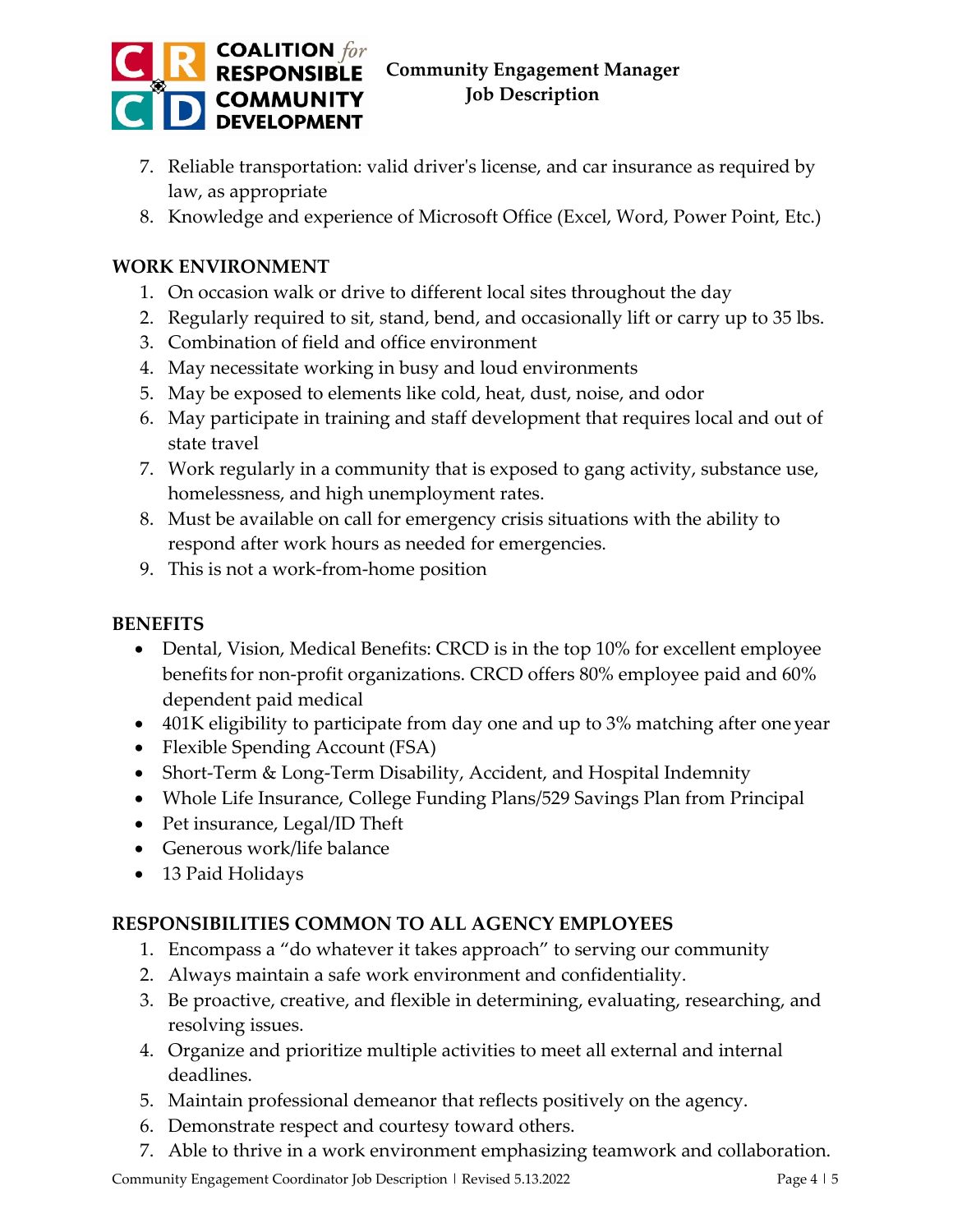7. Reliable transportation: valid driver's license, and car insurance as required by law, as appropriate
8. Knowledge and experience of Microsoft Office (Excel, Word, Power Point, Etc.)

## WORK ENVIRONMENT

1. On occasion walk or drive to different local sites throughout the day
2. Regularly required to sit, stand, bend, and occasionally lift or carry up to 35 lbs.
3. Combination of field and office environment
4. May necessitate working in busy and loud environments
5. May be exposed to elements like cold, heat, dust, noise, and odor
6. May participate in training and staff development that requires local and out of state travel
7. Work regularly in a community that is exposed to gang activity, substance use, homelessness, and high unemployment rates.
8. Must be available on call for emergency crisis situations with the ability to respond after work hours as needed for emergencies.
9. This is not a work-from-home position

## BENEFITS

- Dental, Vision, Medical Benefits: CRCD is in the top 10% for excellent employee benefits for non-profit organizations. CRCD offers 80% employee paid and 60% dependent paid medical
- 401K eligibility to participate from day one and up to 3% matching after one year
- Flexible Spending Account (FSA)
- Short-Term & Long-Term Disability, Accident, and Hospital Indemnity
- Whole Life Insurance, College Funding Plans/529 Savings Plan from Principal
- Pet insurance, Legal/ID Theft
- Generous work/life balance
- 13 Paid Holidays

## RESPONSIBILITIES COMMON TO ALL AGENCY EMPLOYEES

1. Encompass a "do whatever it takes approach" to serving our community
2. Always maintain a safe work environment and confidentiality.
3. Be proactive, creative, and flexible in determining, evaluating, researching, and resolving issues.
4. Organize and prioritize multiple activities to meet all external and internal deadlines.
5. Maintain professional demeanor that reflects positively on the agency.
6. Demonstrate respect and courtesy toward others.
7. Able to thrive in a work environment emphasizing teamwork and collaboration.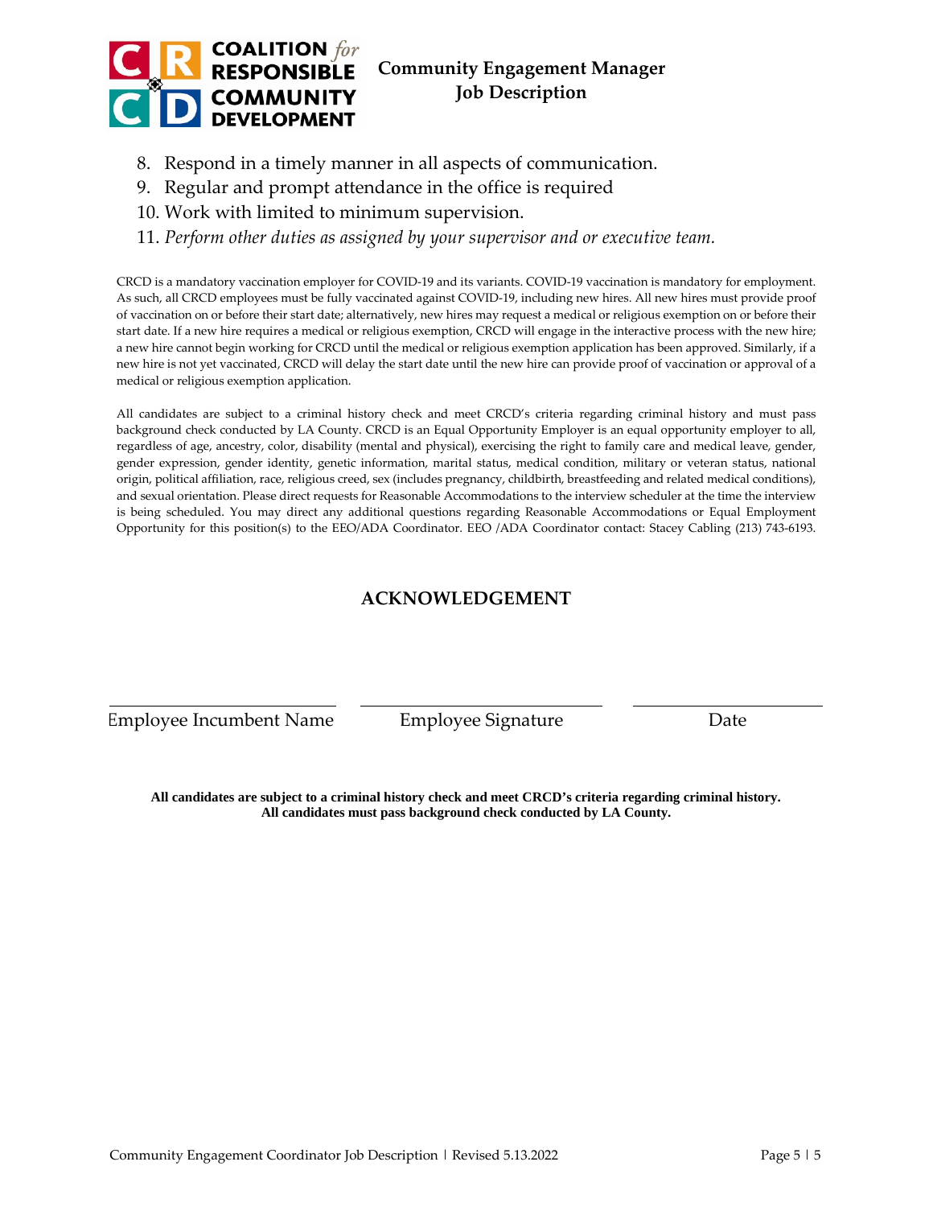8. Respond in a timely manner in all aspects of communication.
9. Regular and prompt attendance in the office is required
10. Work with limited to minimum supervision.
11. *Perform other duties as assigned by your supervisor and or executive team.*

CRCD is a mandatory vaccination employer for COVID-19 and its variants. COVID-19 vaccination is mandatory for employment. As such, all CRCD employees must be fully vaccinated against COVID-19, including new hires. All new hires must provide proof of vaccination on or before their start date; alternatively, new hires may request a medical or religious exemption on or before their start date. If a new hire requires a medical or religious exemption, CRCD will engage in the interactive process with the new hire; a new hire cannot begin working for CRCD until the medical or religious exemption application has been approved. Similarly, if a new hire is not yet vaccinated, CRCD will delay the start date until the new hire can provide proof of vaccination or approval of a medical or religious exemption application.

All candidates are subject to a criminal history check and meet CRCD's criteria regarding criminal history and must pass background check conducted by LA County. CRCD is an Equal Opportunity Employer is an equal opportunity employer to all, regardless of age, ancestry, color, disability (mental and physical), exercising the right to family care and medical leave, gender, gender expression, gender identity, genetic information, marital status, medical condition, military or veteran status, national origin, political affiliation, race, religious creed, sex (includes pregnancy, childbirth, breastfeeding and related medical conditions), and sexual orientation. Please direct requests for Reasonable Accommodations to the interview scheduler at the time the interview is being scheduled. You may direct any additional questions regarding Reasonable Accommodations or Equal Employment Opportunity for this position(s) to the EEO/ADA Coordinator. EEO /ADA Coordinator contact: Stacey Cabling (213) 743-6193.

## ACKNOWLEDGEMENT

| | | |
|---|---|---|
| Employee Incumbent Name | Employee Signature | Date |

**All candidates are subject to a criminal history check and meet CRCD's criteria regarding criminal history. All candidates must pass background check conducted by LA County.**